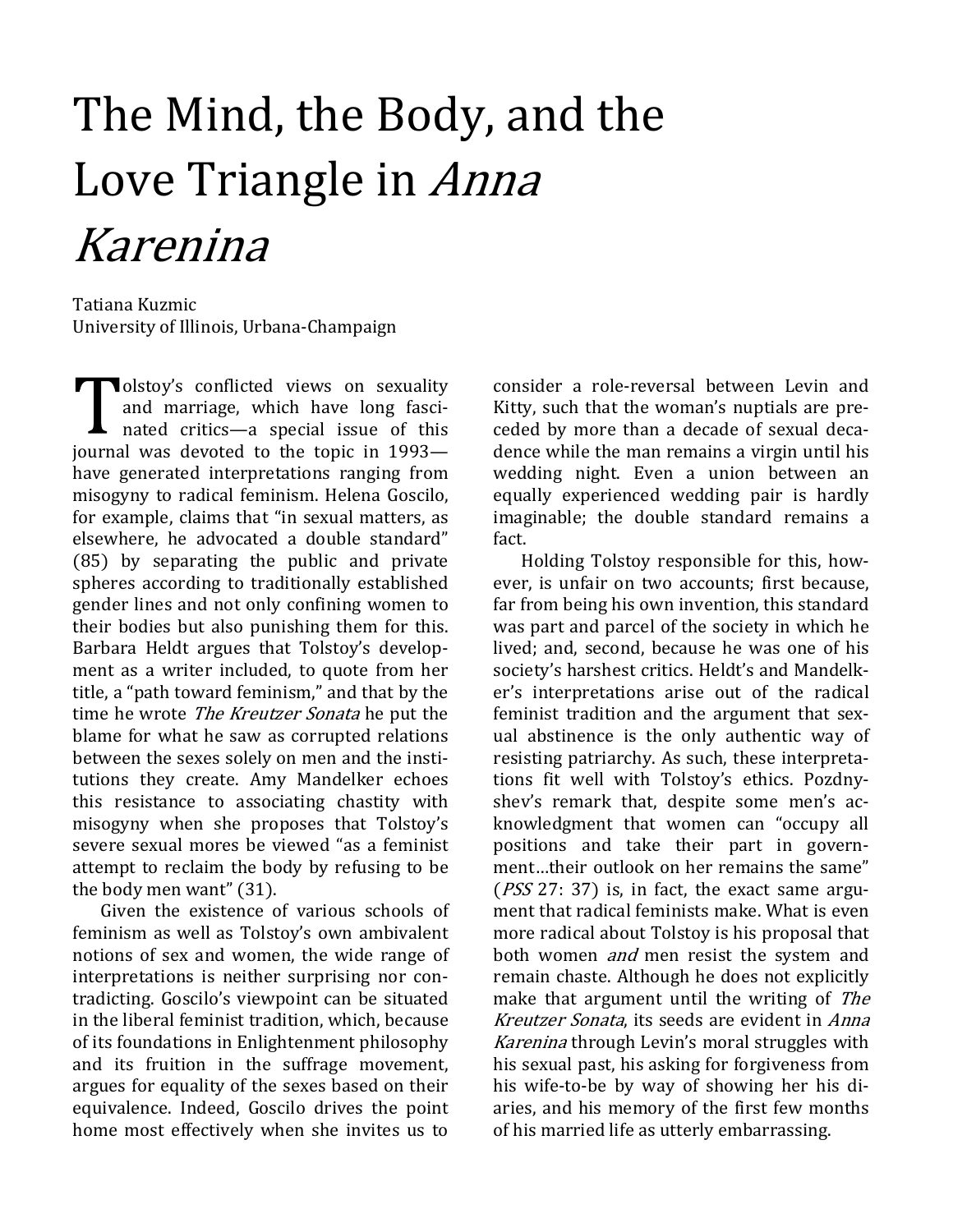# The Mind, the Body, and the Love Triangle in *Anna Karenina*

Tatiana Kuzmic
University of Illinois, Urbana-Champaign

Tolstoy's conflicted views on sexuality and marriage, which have long fascinated critics—a special issue of this journal was devoted to the topic in 1993—have generated interpretations ranging from misogyny to radical feminism. Helena Goscilo, for example, claims that "in sexual matters, as elsewhere, he advocated a double standard" (85) by separating the public and private spheres according to traditionally established gender lines and not only confining women to their bodies but also punishing them for this. Barbara Heldt argues that Tolstoy's development as a writer included, to quote from her title, a "path toward feminism," and that by the time he wrote *The Kreutzer Sonata* he put the blame for what he saw as corrupted relations between the sexes solely on men and the institutions they create. Amy Mandelker echoes this resistance to associating chastity with misogyny when she proposes that Tolstoy's severe sexual mores be viewed "as a feminist attempt to reclaim the body by refusing to be the body men want" (31).

Given the existence of various schools of feminism as well as Tolstoy's own ambivalent notions of sex and women, the wide range of interpretations is neither surprising nor contradicting. Goscilo's viewpoint can be situated in the liberal feminist tradition, which, because of its foundations in Enlightenment philosophy and its fruition in the suffrage movement, argues for equality of the sexes based on their equivalence. Indeed, Goscilo drives the point home most effectively when she invites us to consider a role-reversal between Levin and Kitty, such that the woman's nuptials are preceded by more than a decade of sexual decadence while the man remains a virgin until his wedding night. Even a union between an equally experienced wedding pair is hardly imaginable; the double standard remains a fact.

Holding Tolstoy responsible for this, however, is unfair on two accounts; first because, far from being his own invention, this standard was part and parcel of the society in which he lived; and, second, because he was one of his society's harshest critics. Heldt's and Mandelker's interpretations arise out of the radical feminist tradition and the argument that sexual abstinence is the only authentic way of resisting patriarchy. As such, these interpretations fit well with Tolstoy's ethics. Pozdnyshev's remark that, despite some men's acknowledgment that women can "occupy all positions and take their part in government…their outlook on her remains the same" (*PSS* 27: 37) is, in fact, the exact same argument that radical feminists make. What is even more radical about Tolstoy is his proposal that both women *and* men resist the system and remain chaste. Although he does not explicitly make that argument until the writing of *The Kreutzer Sonata*, its seeds are evident in *Anna Karenina* through Levin's moral struggles with his sexual past, his asking for forgiveness from his wife-to-be by way of showing her his diaries, and his memory of the first few months of his married life as utterly embarrassing.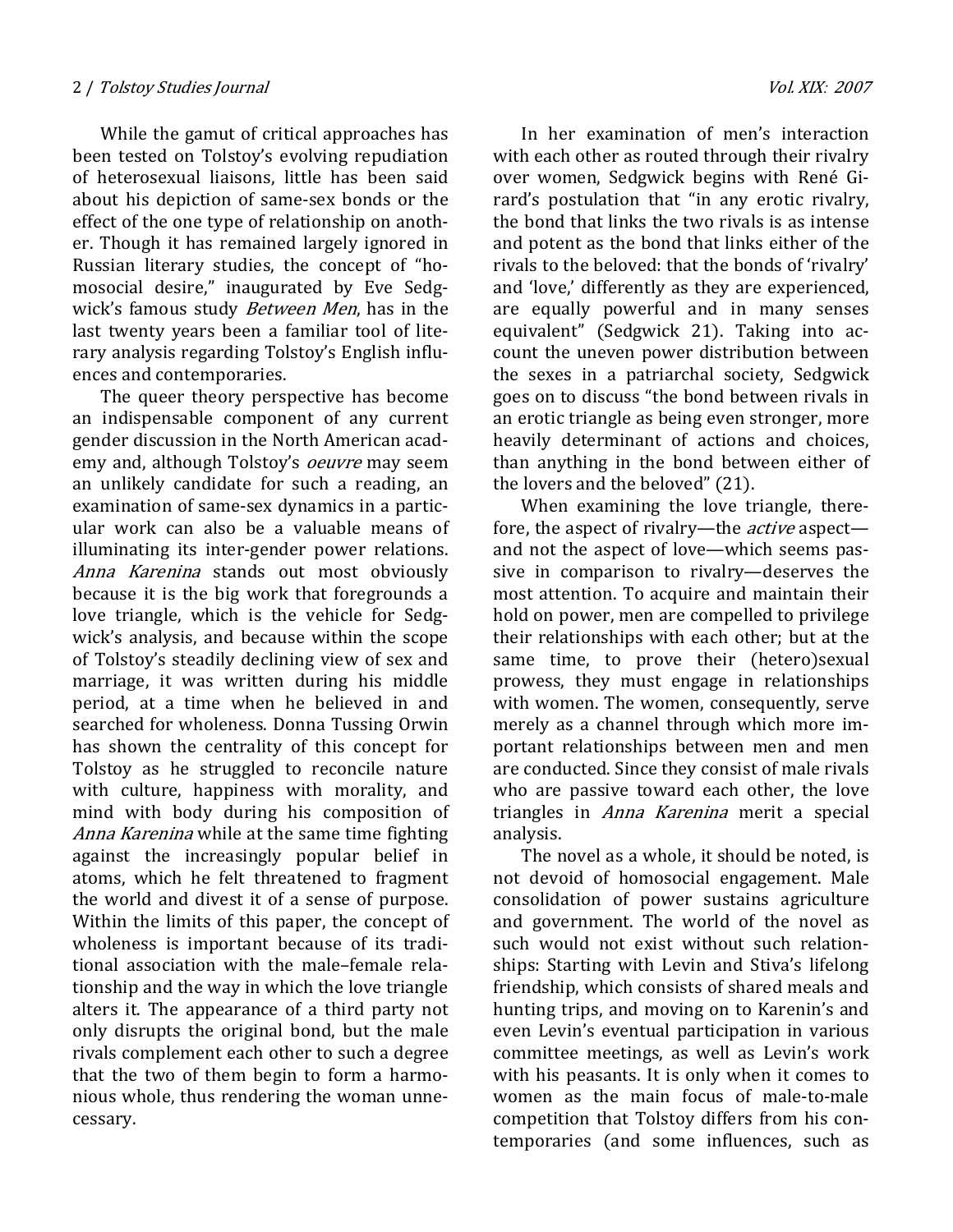While the gamut of critical approaches has been tested on Tolstoy's evolving repudiation of heterosexual liaisons, little has been said about his depiction of same-sex bonds or the effect of the one type of relationship on another. Though it has remained largely ignored in Russian literary studies, the concept of "homosocial desire," inaugurated by Eve Sedgwick's famous study *Between Men*, has in the last twenty years been a familiar tool of literary analysis regarding Tolstoy's English influences and contemporaries.

The queer theory perspective has become an indispensable component of any current gender discussion in the North American academy and, although Tolstoy's *oeuvre* may seem an unlikely candidate for such a reading, an examination of same-sex dynamics in a particular work can also be a valuable means of illuminating its inter-gender power relations. *Anna Karenina* stands out most obviously because it is the big work that foregrounds a love triangle, which is the vehicle for Sedgwick's analysis, and because within the scope of Tolstoy's steadily declining view of sex and marriage, it was written during his middle period, at a time when he believed in and searched for wholeness. Donna Tussing Orwin has shown the centrality of this concept for Tolstoy as he struggled to reconcile nature with culture, happiness with morality, and mind with body during his composition of *Anna Karenina* while at the same time fighting against the increasingly popular belief in atoms, which he felt threatened to fragment the world and divest it of a sense of purpose. Within the limits of this paper, the concept of wholeness is important because of its traditional association with the male–female relationship and the way in which the love triangle alters it. The appearance of a third party not only disrupts the original bond, but the male rivals complement each other to such a degree that the two of them begin to form a harmonious whole, thus rendering the woman unnecessary.

In her examination of men's interaction with each other as routed through their rivalry over women, Sedgwick begins with René Girard's postulation that "in any erotic rivalry, the bond that links the two rivals is as intense and potent as the bond that links either of the rivals to the beloved: that the bonds of 'rivalry' and 'love,' differently as they are experienced, are equally powerful and in many senses equivalent" (Sedgwick 21). Taking into account the uneven power distribution between the sexes in a patriarchal society, Sedgwick goes on to discuss "the bond between rivals in an erotic triangle as being even stronger, more heavily determinant of actions and choices, than anything in the bond between either of the lovers and the beloved" (21).

When examining the love triangle, therefore, the aspect of rivalry—the *active* aspect—and not the aspect of love—which seems passive in comparison to rivalry—deserves the most attention. To acquire and maintain their hold on power, men are compelled to privilege their relationships with each other; but at the same time, to prove their (hetero)sexual prowess, they must engage in relationships with women. The women, consequently, serve merely as a channel through which more important relationships between men and men are conducted. Since they consist of male rivals who are passive toward each other, the love triangles in *Anna Karenina* merit a special analysis.

The novel as a whole, it should be noted, is not devoid of homosocial engagement. Male consolidation of power sustains agriculture and government. The world of the novel as such would not exist without such relationships: Starting with Levin and Stiva's lifelong friendship, which consists of shared meals and hunting trips, and moving on to Karenin's and even Levin's eventual participation in various committee meetings, as well as Levin's work with his peasants. It is only when it comes to women as the main focus of male-to-male competition that Tolstoy differs from his contemporaries (and some influences, such as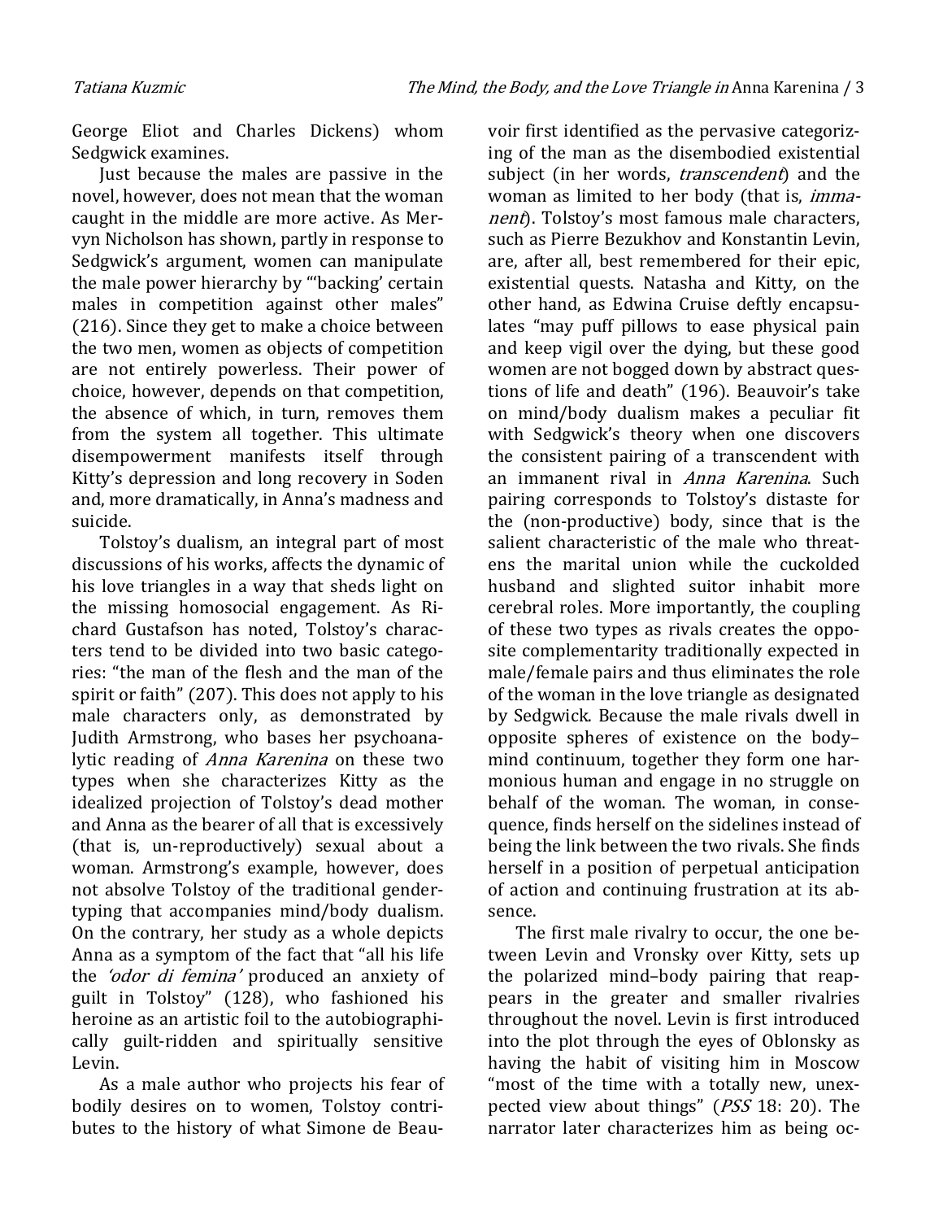George Eliot and Charles Dickens) whom Sedgwick examines.

Just because the males are passive in the novel, however, does not mean that the woman caught in the middle are more active. As Mervyn Nicholson has shown, partly in response to Sedgwick's argument, women can manipulate the male power hierarchy by "'backing' certain males in competition against other males" (216). Since they get to make a choice between the two men, women as objects of competition are not entirely powerless. Their power of choice, however, depends on that competition, the absence of which, in turn, removes them from the system all together. This ultimate disempowerment manifests itself through Kitty's depression and long recovery in Soden and, more dramatically, in Anna's madness and suicide.

Tolstoy's dualism, an integral part of most discussions of his works, affects the dynamic of his love triangles in a way that sheds light on the missing homosocial engagement. As Richard Gustafson has noted, Tolstoy's characters tend to be divided into two basic categories: "the man of the flesh and the man of the spirit or faith" (207). This does not apply to his male characters only, as demonstrated by Judith Armstrong, who bases her psychoanalytic reading of *Anna Karenina* on these two types when she characterizes Kitty as the idealized projection of Tolstoy's dead mother and Anna as the bearer of all that is excessively (that is, un-reproductively) sexual about a woman. Armstrong's example, however, does not absolve Tolstoy of the traditional gender-typing that accompanies mind/body dualism. On the contrary, her study as a whole depicts Anna as a symptom of the fact that "all his life the *'odor di femina'* produced an anxiety of guilt in Tolstoy" (128), who fashioned his heroine as an artistic foil to the autobiographically guilt-ridden and spiritually sensitive Levin.

As a male author who projects his fear of bodily desires on to women, Tolstoy contributes to the history of what Simone de Beauvoir first identified as the pervasive categorizing of the man as the disembodied existential subject (in her words, *transcendent*) and the woman as limited to her body (that is, *immanent*). Tolstoy's most famous male characters, such as Pierre Bezukhov and Konstantin Levin, are, after all, best remembered for their epic, existential quests. Natasha and Kitty, on the other hand, as Edwina Cruise deftly encapsulates "may puff pillows to ease physical pain and keep vigil over the dying, but these good women are not bogged down by abstract questions of life and death" (196). Beauvoir's take on mind/body dualism makes a peculiar fit with Sedgwick's theory when one discovers the consistent pairing of a transcendent with an immanent rival in *Anna Karenina*. Such pairing corresponds to Tolstoy's distaste for the (non-productive) body, since that is the salient characteristic of the male who threatens the marital union while the cuckolded husband and slighted suitor inhabit more cerebral roles. More importantly, the coupling of these two types as rivals creates the opposite complementarity traditionally expected in male/female pairs and thus eliminates the role of the woman in the love triangle as designated by Sedgwick. Because the male rivals dwell in opposite spheres of existence on the body–mind continuum, together they form one harmonious human and engage in no struggle on behalf of the woman. The woman, in consequence, finds herself on the sidelines instead of being the link between the two rivals. She finds herself in a position of perpetual anticipation of action and continuing frustration at its absence.

The first male rivalry to occur, the one between Levin and Vronsky over Kitty, sets up the polarized mind–body pairing that reappears in the greater and smaller rivalries throughout the novel. Levin is first introduced into the plot through the eyes of Oblonsky as having the habit of visiting him in Moscow "most of the time with a totally new, unexpected view about things" (*PSS* 18: 20). The narrator later characterizes him as being oc-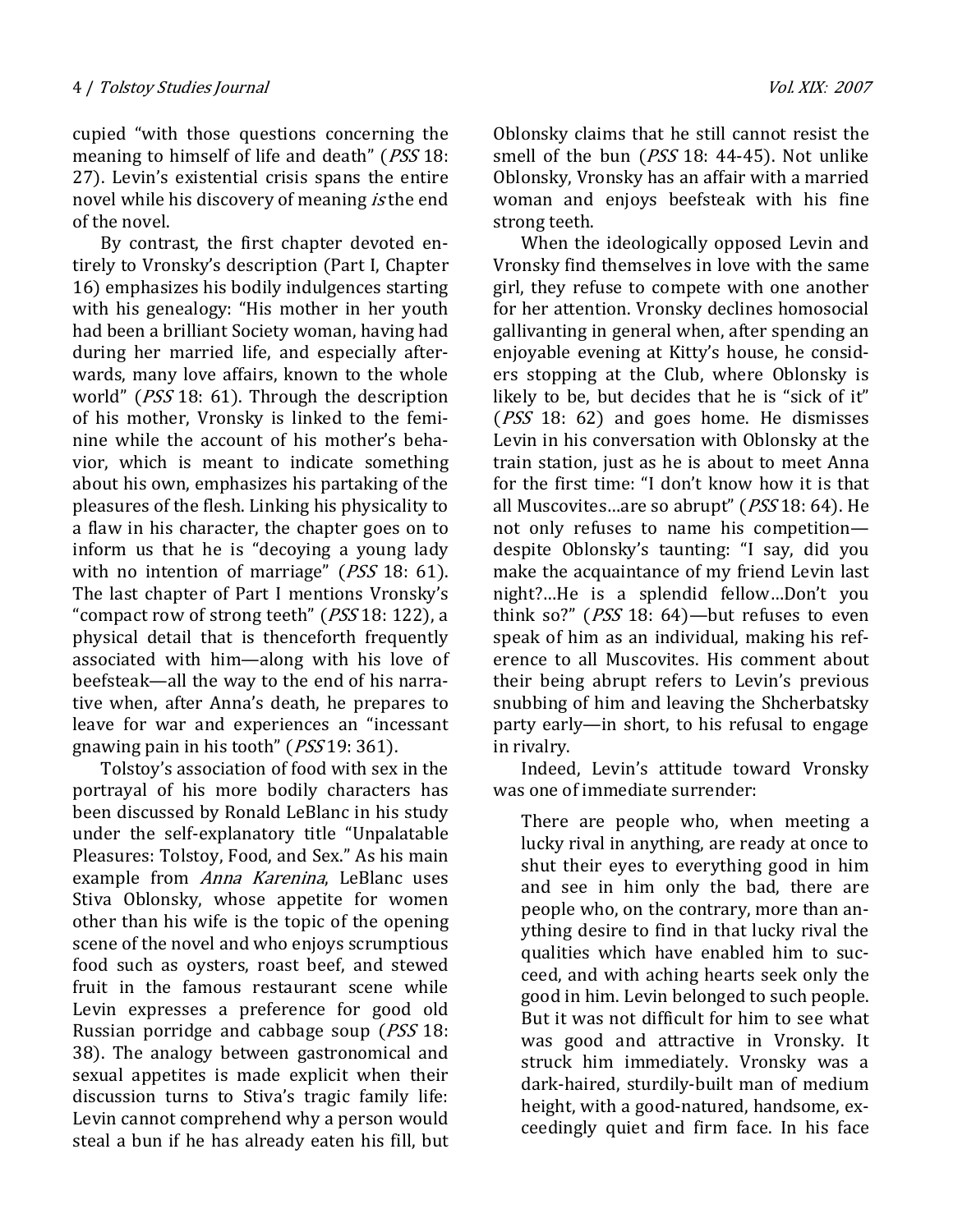cupied "with those questions concerning the meaning to himself of life and death" (*PSS* 18: 27). Levin's existential crisis spans the entire novel while his discovery of meaning *is* the end of the novel.

By contrast, the first chapter devoted entirely to Vronsky's description (Part I, Chapter 16) emphasizes his bodily indulgences starting with his genealogy: "His mother in her youth had been a brilliant Society woman, having had during her married life, and especially afterwards, many love affairs, known to the whole world" (*PSS* 18: 61). Through the description of his mother, Vronsky is linked to the feminine while the account of his mother's behavior, which is meant to indicate something about his own, emphasizes his partaking of the pleasures of the flesh. Linking his physicality to a flaw in his character, the chapter goes on to inform us that he is "decoying a young lady with no intention of marriage" (*PSS* 18: 61). The last chapter of Part I mentions Vronsky's "compact row of strong teeth" (*PSS* 18: 122), a physical detail that is thenceforth frequently associated with him—along with his love of beefsteak—all the way to the end of his narrative when, after Anna's death, he prepares to leave for war and experiences an "incessant gnawing pain in his tooth" (*PSS* 19: 361).

Tolstoy's association of food with sex in the portrayal of his more bodily characters has been discussed by Ronald LeBlanc in his study under the self-explanatory title "Unpalatable Pleasures: Tolstoy, Food, and Sex." As his main example from *Anna Karenina*, LeBlanc uses Stiva Oblonsky, whose appetite for women other than his wife is the topic of the opening scene of the novel and who enjoys scrumptious food such as oysters, roast beef, and stewed fruit in the famous restaurant scene while Levin expresses a preference for good old Russian porridge and cabbage soup (*PSS* 18: 38). The analogy between gastronomical and sexual appetites is made explicit when their discussion turns to Stiva's tragic family life: Levin cannot comprehend why a person would steal a bun if he has already eaten his fill, but Oblonsky claims that he still cannot resist the smell of the bun (*PSS* 18: 44-45). Not unlike Oblonsky, Vronsky has an affair with a married woman and enjoys beefsteak with his fine strong teeth.

When the ideologically opposed Levin and Vronsky find themselves in love with the same girl, they refuse to compete with one another for her attention. Vronsky declines homosocial gallivanting in general when, after spending an enjoyable evening at Kitty's house, he considers stopping at the Club, where Oblonsky is likely to be, but decides that he is "sick of it" (*PSS* 18: 62) and goes home. He dismisses Levin in his conversation with Oblonsky at the train station, just as he is about to meet Anna for the first time: "I don't know how it is that all Muscovites…are so abrupt" (*PSS* 18: 64). He not only refuses to name his competition—despite Oblonsky's taunting: "I say, did you make the acquaintance of my friend Levin last night?…He is a splendid fellow…Don't you think so?" (*PSS* 18: 64)—but refuses to even speak of him as an individual, making his reference to all Muscovites. His comment about their being abrupt refers to Levin's previous snubbing of him and leaving the Shcherbatsky party early—in short, to his refusal to engage in rivalry.

Indeed, Levin's attitude toward Vronsky was one of immediate surrender:

> There are people who, when meeting a lucky rival in anything, are ready at once to shut their eyes to everything good in him and see in him only the bad, there are people who, on the contrary, more than anything desire to find in that lucky rival the qualities which have enabled him to succeed, and with aching hearts seek only the good in him. Levin belonged to such people. But it was not difficult for him to see what was good and attractive in Vronsky. It struck him immediately. Vronsky was a dark-haired, sturdily-built man of medium height, with a good-natured, handsome, exceedingly quiet and firm face. In his face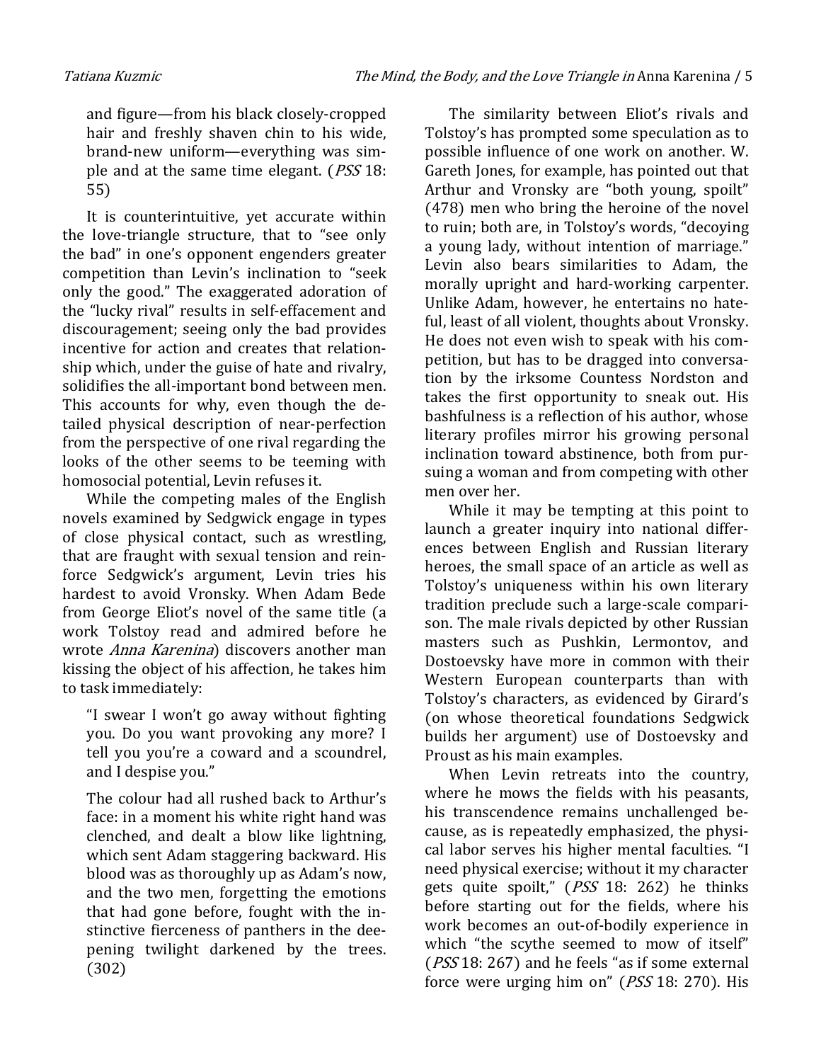and figure—from his black closely-cropped hair and freshly shaven chin to his wide, brand-new uniform—everything was simple and at the same time elegant. (*PSS* 18: 55)

It is counterintuitive, yet accurate within the love-triangle structure, that to "see only the bad" in one's opponent engenders greater competition than Levin's inclination to "seek only the good." The exaggerated adoration of the "lucky rival" results in self-effacement and discouragement; seeing only the bad provides incentive for action and creates that relationship which, under the guise of hate and rivalry, solidifies the all-important bond between men. This accounts for why, even though the detailed physical description of near-perfection from the perspective of one rival regarding the looks of the other seems to be teeming with homosocial potential, Levin refuses it.

While the competing males of the English novels examined by Sedgwick engage in types of close physical contact, such as wrestling, that are fraught with sexual tension and reinforce Sedgwick's argument, Levin tries his hardest to avoid Vronsky. When Adam Bede from George Eliot's novel of the same title (a work Tolstoy read and admired before he wrote *Anna Karenina*) discovers another man kissing the object of his affection, he takes him to task immediately:

> "I swear I won't go away without fighting you. Do you want provoking any more? I tell you you're a coward and a scoundrel, and I despise you."
>
> The colour had all rushed back to Arthur's face: in a moment his white right hand was clenched, and dealt a blow like lightning, which sent Adam staggering backward. His blood was as thoroughly up as Adam's now, and the two men, forgetting the emotions that had gone before, fought with the instinctive fierceness of panthers in the deepening twilight darkened by the trees. (302)

The similarity between Eliot's rivals and Tolstoy's has prompted some speculation as to possible influence of one work on another. W. Gareth Jones, for example, has pointed out that Arthur and Vronsky are "both young, spoilt" (478) men who bring the heroine of the novel to ruin; both are, in Tolstoy's words, "decoying a young lady, without intention of marriage." Levin also bears similarities to Adam, the morally upright and hard-working carpenter. Unlike Adam, however, he entertains no hateful, least of all violent, thoughts about Vronsky. He does not even wish to speak with his competition, but has to be dragged into conversation by the irksome Countess Nordston and takes the first opportunity to sneak out. His bashfulness is a reflection of his author, whose literary profiles mirror his growing personal inclination toward abstinence, both from pursuing a woman and from competing with other men over her.

While it may be tempting at this point to launch a greater inquiry into national differences between English and Russian literary heroes, the small space of an article as well as Tolstoy's uniqueness within his own literary tradition preclude such a large-scale comparison. The male rivals depicted by other Russian masters such as Pushkin, Lermontov, and Dostoevsky have more in common with their Western European counterparts than with Tolstoy's characters, as evidenced by Girard's (on whose theoretical foundations Sedgwick builds her argument) use of Dostoevsky and Proust as his main examples.

When Levin retreats into the country, where he mows the fields with his peasants, his transcendence remains unchallenged because, as is repeatedly emphasized, the physical labor serves his higher mental faculties. "I need physical exercise; without it my character gets quite spoilt," (*PSS* 18: 262) he thinks before starting out for the fields, where his work becomes an out-of-bodily experience in which "the scythe seemed to mow of itself" (*PSS* 18: 267) and he feels "as if some external force were urging him on" (*PSS* 18: 270). His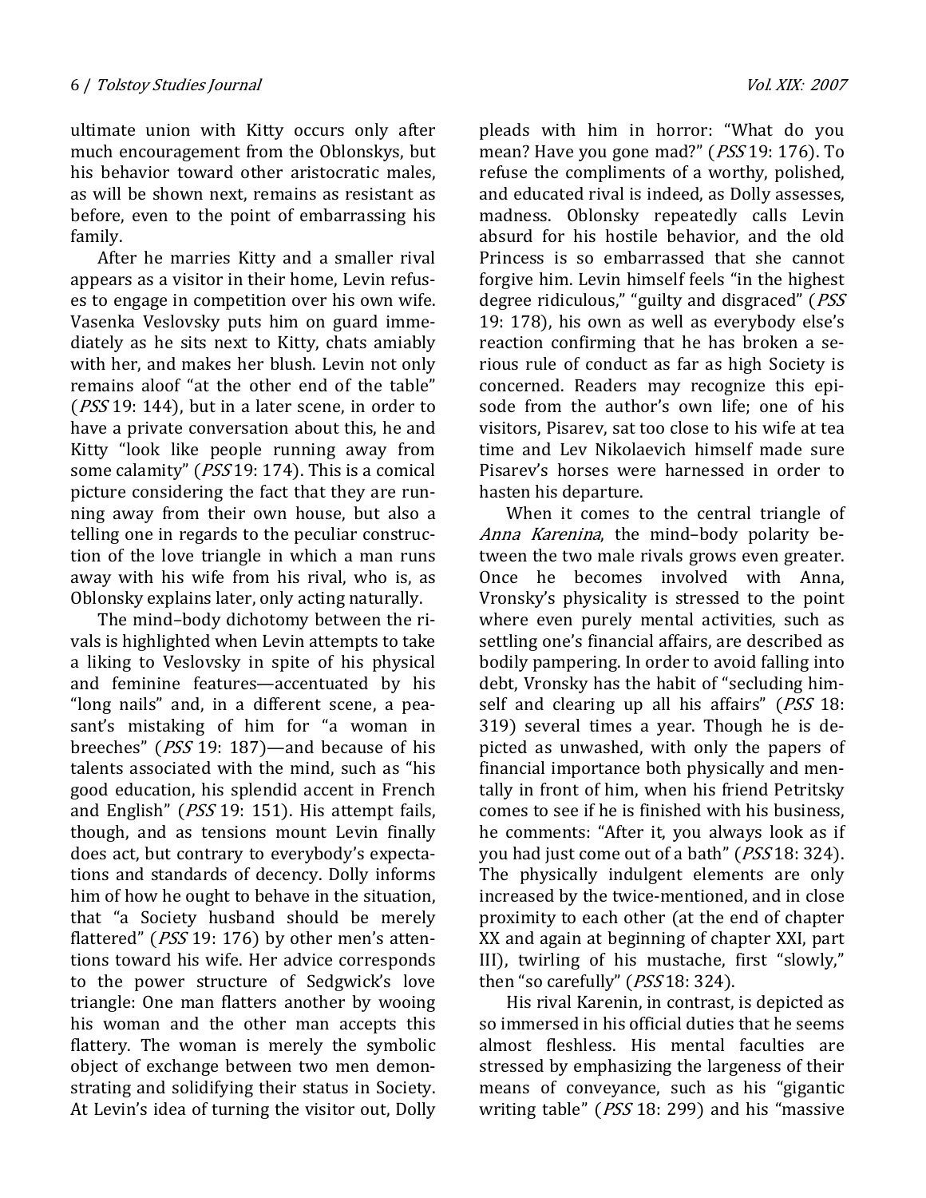ultimate union with Kitty occurs only after much encouragement from the Oblonskys, but his behavior toward other aristocratic males, as will be shown next, remains as resistant as before, even to the point of embarrassing his family.

After he marries Kitty and a smaller rival appears as a visitor in their home, Levin refuses to engage in competition over his own wife. Vasenka Veslovsky puts him on guard immediately as he sits next to Kitty, chats amiably with her, and makes her blush. Levin not only remains aloof "at the other end of the table" (*PSS* 19: 144), but in a later scene, in order to have a private conversation about this, he and Kitty "look like people running away from some calamity" (*PSS* 19: 174). This is a comical picture considering the fact that they are running away from their own house, but also a telling one in regards to the peculiar construction of the love triangle in which a man runs away with his wife from his rival, who is, as Oblonsky explains later, only acting naturally.

The mind–body dichotomy between the rivals is highlighted when Levin attempts to take a liking to Veslovsky in spite of his physical and feminine features—accentuated by his "long nails" and, in a different scene, a peasant's mistaking of him for "a woman in breeches" (*PSS* 19: 187)—and because of his talents associated with the mind, such as "his good education, his splendid accent in French and English" (*PSS* 19: 151). His attempt fails, though, and as tensions mount Levin finally does act, but contrary to everybody's expectations and standards of decency. Dolly informs him of how he ought to behave in the situation, that "a Society husband should be merely flattered" (*PSS* 19: 176) by other men's attentions toward his wife. Her advice corresponds to the power structure of Sedgwick's love triangle: One man flatters another by wooing his woman and the other man accepts this flattery. The woman is merely the symbolic object of exchange between two men demonstrating and solidifying their status in Society. At Levin's idea of turning the visitor out, Dolly pleads with him in horror: "What do you mean? Have you gone mad?" (*PSS* 19: 176). To refuse the compliments of a worthy, polished, and educated rival is indeed, as Dolly assesses, madness. Oblonsky repeatedly calls Levin absurd for his hostile behavior, and the old Princess is so embarrassed that she cannot forgive him. Levin himself feels "in the highest degree ridiculous," "guilty and disgraced" (*PSS* 19: 178), his own as well as everybody else's reaction confirming that he has broken a serious rule of conduct as far as high Society is concerned. Readers may recognize this episode from the author's own life; one of his visitors, Pisarev, sat too close to his wife at tea time and Lev Nikolaevich himself made sure Pisarev's horses were harnessed in order to hasten his departure.

When it comes to the central triangle of *Anna Karenina*, the mind–body polarity between the two male rivals grows even greater. Once he becomes involved with Anna, Vronsky's physicality is stressed to the point where even purely mental activities, such as settling one's financial affairs, are described as bodily pampering. In order to avoid falling into debt, Vronsky has the habit of "secluding himself and clearing up all his affairs" (*PSS* 18: 319) several times a year. Though he is depicted as unwashed, with only the papers of financial importance both physically and mentally in front of him, when his friend Petritsky comes to see if he is finished with his business, he comments: "After it, you always look as if you had just come out of a bath" (*PSS* 18: 324). The physically indulgent elements are only increased by the twice-mentioned, and in close proximity to each other (at the end of chapter XX and again at beginning of chapter XXI, part III), twirling of his mustache, first "slowly," then "so carefully" (*PSS* 18: 324).

His rival Karenin, in contrast, is depicted as so immersed in his official duties that he seems almost fleshless. His mental faculties are stressed by emphasizing the largeness of their means of conveyance, such as his "gigantic writing table" (*PSS* 18: 299) and his "massive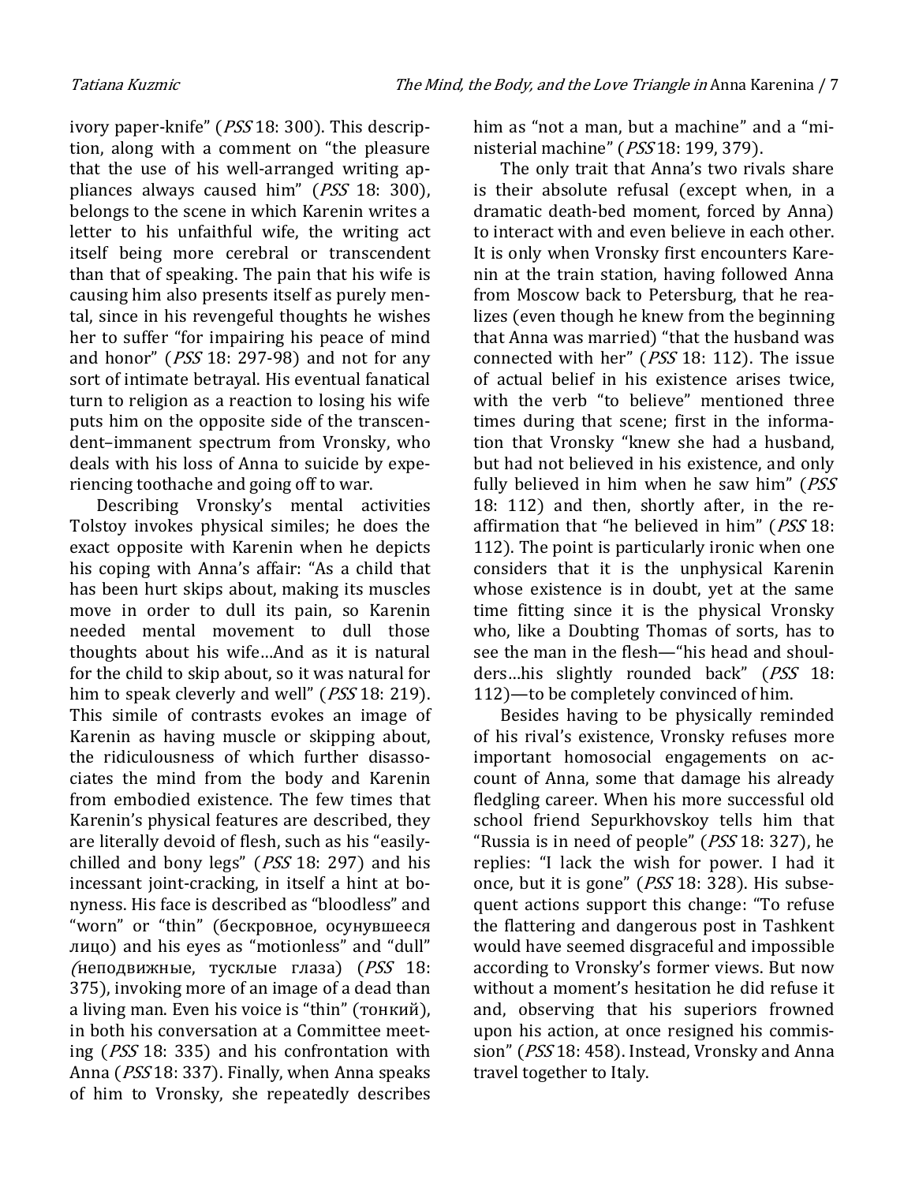ivory paper-knife" (*PSS* 18: 300). This description, along with a comment on "the pleasure that the use of his well-arranged writing appliances always caused him" (*PSS* 18: 300), belongs to the scene in which Karenin writes a letter to his unfaithful wife, the writing act itself being more cerebral or transcendent than that of speaking. The pain that his wife is causing him also presents itself as purely mental, since in his revengeful thoughts he wishes her to suffer "for impairing his peace of mind and honor" (*PSS* 18: 297-98) and not for any sort of intimate betrayal. His eventual fanatical turn to religion as a reaction to losing his wife puts him on the opposite side of the transcendent–immanent spectrum from Vronsky, who deals with his loss of Anna to suicide by experiencing toothache and going off to war.

Describing Vronsky's mental activities Tolstoy invokes physical similes; he does the exact opposite with Karenin when he depicts his coping with Anna's affair: "As a child that has been hurt skips about, making its muscles move in order to dull its pain, so Karenin needed mental movement to dull those thoughts about his wife…And as it is natural for the child to skip about, so it was natural for him to speak cleverly and well" (*PSS* 18: 219). This simile of contrasts evokes an image of Karenin as having muscle or skipping about, the ridiculousness of which further disassociates the mind from the body and Karenin from embodied existence. The few times that Karenin's physical features are described, they are literally devoid of flesh, such as his "easily-chilled and bony legs" (*PSS* 18: 297) and his incessant joint-cracking, in itself a hint at bonyness. His face is described as "bloodless" and "worn" or "thin" (бескровное, осунувшееся лицо) and his eyes as "motionless" and "dull" *(*неподвижные, тусклые глаза) (*PSS* 18: 375), invoking more of an image of a dead than a living man. Even his voice is "thin" (тонкий), in both his conversation at a Committee meeting (*PSS* 18: 335) and his confrontation with Anna (*PSS* 18: 337). Finally, when Anna speaks of him to Vronsky, she repeatedly describes him as "not a man, but a machine" and a "ministerial machine" (*PSS* 18: 199, 379).

The only trait that Anna's two rivals share is their absolute refusal (except when, in a dramatic death-bed moment, forced by Anna) to interact with and even believe in each other. It is only when Vronsky first encounters Karenin at the train station, having followed Anna from Moscow back to Petersburg, that he realizes (even though he knew from the beginning that Anna was married) "that the husband was connected with her" (*PSS* 18: 112). The issue of actual belief in his existence arises twice, with the verb "to believe" mentioned three times during that scene; first in the information that Vronsky "knew she had a husband, but had not believed in his existence, and only fully believed in him when he saw him" (*PSS* 18: 112) and then, shortly after, in the reaffirmation that "he believed in him" (*PSS* 18: 112). The point is particularly ironic when one considers that it is the unphysical Karenin whose existence is in doubt, yet at the same time fitting since it is the physical Vronsky who, like a Doubting Thomas of sorts, has to see the man in the flesh—"his head and shoulders…his slightly rounded back" (*PSS* 18: 112)—to be completely convinced of him.

Besides having to be physically reminded of his rival's existence, Vronsky refuses more important homosocial engagements on account of Anna, some that damage his already fledgling career. When his more successful old school friend Sepurkhovskoy tells him that "Russia is in need of people" (*PSS* 18: 327), he replies: "I lack the wish for power. I had it once, but it is gone" (*PSS* 18: 328). His subsequent actions support this change: "To refuse the flattering and dangerous post in Tashkent would have seemed disgraceful and impossible according to Vronsky's former views. But now without a moment's hesitation he did refuse it and, observing that his superiors frowned upon his action, at once resigned his commission" (*PSS* 18: 458). Instead, Vronsky and Anna travel together to Italy.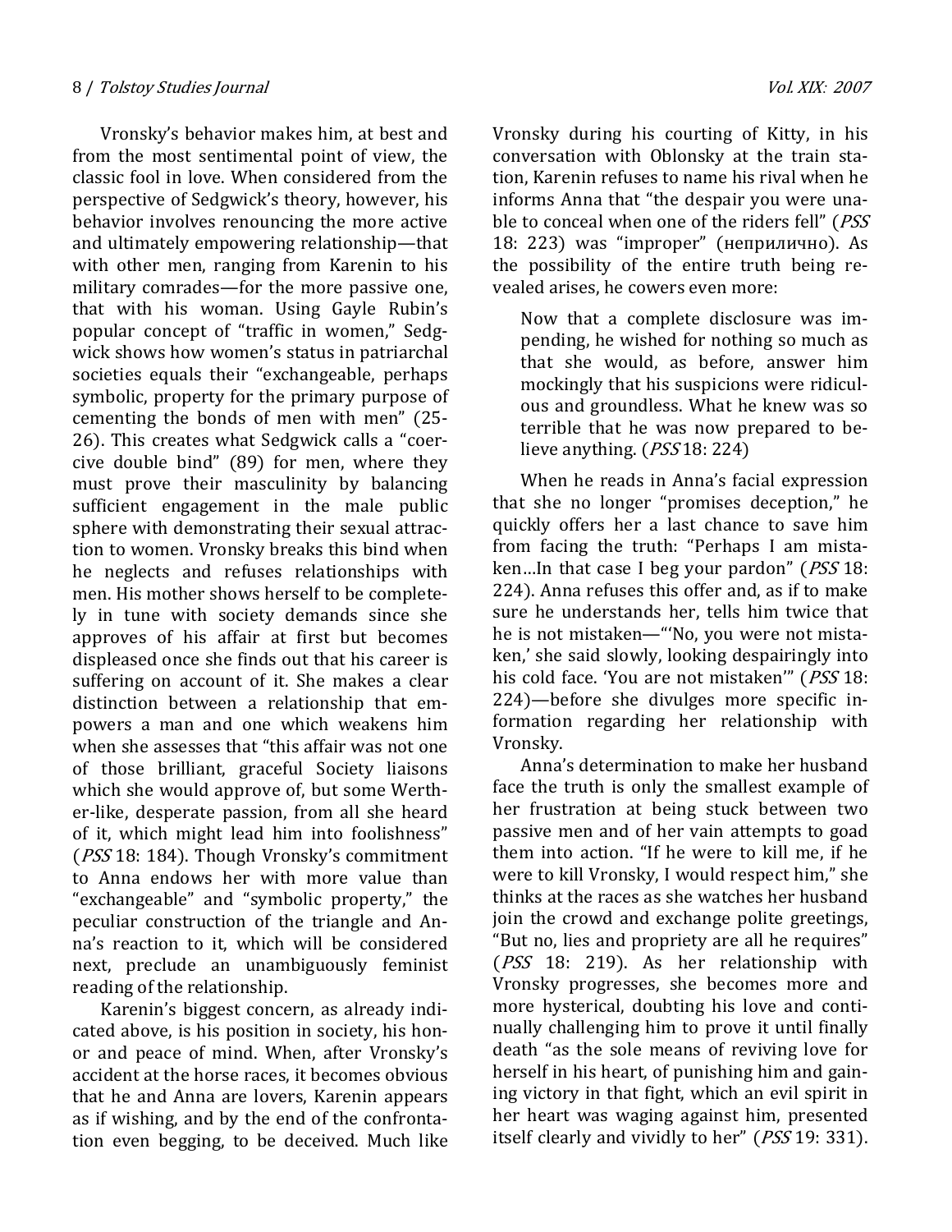Vronsky's behavior makes him, at best and from the most sentimental point of view, the classic fool in love. When considered from the perspective of Sedgwick's theory, however, his behavior involves renouncing the more active and ultimately empowering relationship—that with other men, ranging from Karenin to his military comrades—for the more passive one, that with his woman. Using Gayle Rubin's popular concept of "traffic in women," Sedgwick shows how women's status in patriarchal societies equals their "exchangeable, perhaps symbolic, property for the primary purpose of cementing the bonds of men with men" (25-26). This creates what Sedgwick calls a "coercive double bind" (89) for men, where they must prove their masculinity by balancing sufficient engagement in the male public sphere with demonstrating their sexual attraction to women. Vronsky breaks this bind when he neglects and refuses relationships with men. His mother shows herself to be completely in tune with society demands since she approves of his affair at first but becomes displeased once she finds out that his career is suffering on account of it. She makes a clear distinction between a relationship that empowers a man and one which weakens him when she assesses that "this affair was not one of those brilliant, graceful Society liaisons which she would approve of, but some Werther-like, desperate passion, from all she heard of it, which might lead him into foolishness" (*PSS* 18: 184). Though Vronsky's commitment to Anna endows her with more value than "exchangeable" and "symbolic property," the peculiar construction of the triangle and Anna's reaction to it, which will be considered next, preclude an unambiguously feminist reading of the relationship.

Karenin's biggest concern, as already indicated above, is his position in society, his honor and peace of mind. When, after Vronsky's accident at the horse races, it becomes obvious that he and Anna are lovers, Karenin appears as if wishing, and by the end of the confrontation even begging, to be deceived. Much like Vronsky during his courting of Kitty, in his conversation with Oblonsky at the train station, Karenin refuses to name his rival when he informs Anna that "the despair you were unable to conceal when one of the riders fell" (*PSS* 18: 223) was "improper" (неприлично). As the possibility of the entire truth being revealed arises, he cowers even more:

> Now that a complete disclosure was impending, he wished for nothing so much as that she would, as before, answer him mockingly that his suspicions were ridiculous and groundless. What he knew was so terrible that he was now prepared to believe anything. (*PSS* 18: 224)

When he reads in Anna's facial expression that she no longer "promises deception," he quickly offers her a last chance to save him from facing the truth: "Perhaps I am mistaken…In that case I beg your pardon" (*PSS* 18: 224). Anna refuses this offer and, as if to make sure he understands her, tells him twice that he is not mistaken—"'No, you were not mistaken,' she said slowly, looking despairingly into his cold face. 'You are not mistaken'" (*PSS* 18: 224)—before she divulges more specific information regarding her relationship with Vronsky.

Anna's determination to make her husband face the truth is only the smallest example of her frustration at being stuck between two passive men and of her vain attempts to goad them into action. "If he were to kill me, if he were to kill Vronsky, I would respect him," she thinks at the races as she watches her husband join the crowd and exchange polite greetings, "But no, lies and propriety are all he requires" (*PSS* 18: 219). As her relationship with Vronsky progresses, she becomes more and more hysterical, doubting his love and continually challenging him to prove it until finally death "as the sole means of reviving love for herself in his heart, of punishing him and gaining victory in that fight, which an evil spirit in her heart was waging against him, presented itself clearly and vividly to her" (*PSS* 19: 331).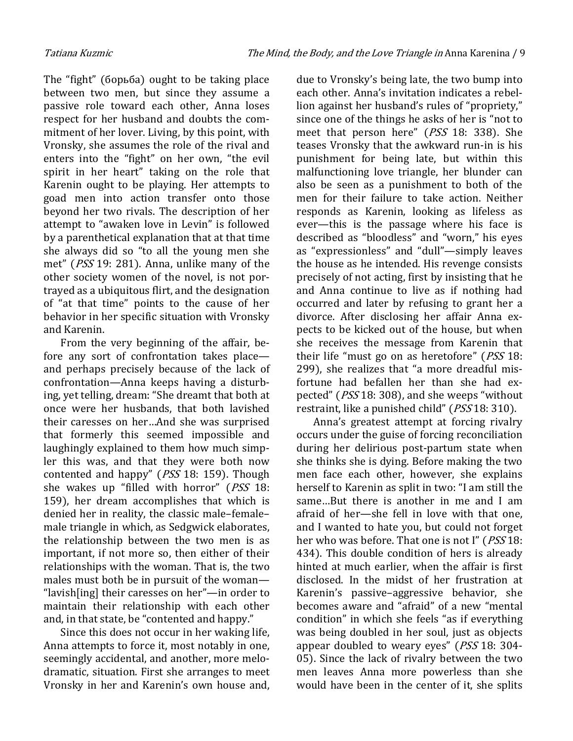The "fight" (борьба) ought to be taking place between two men, but since they assume a passive role toward each other, Anna loses respect for her husband and doubts the commitment of her lover. Living, by this point, with Vronsky, she assumes the role of the rival and enters into the "fight" on her own, "the evil spirit in her heart" taking on the role that Karenin ought to be playing. Her attempts to goad men into action transfer onto those beyond her two rivals. The description of her attempt to "awaken love in Levin" is followed by a parenthetical explanation that at that time she always did so "to all the young men she met" (*PSS* 19: 281). Anna, unlike many of the other society women of the novel, is not portrayed as a ubiquitous flirt, and the designation of "at that time" points to the cause of her behavior in her specific situation with Vronsky and Karenin.

From the very beginning of the affair, before any sort of confrontation takes place—and perhaps precisely because of the lack of confrontation—Anna keeps having a disturbing, yet telling, dream: "She dreamt that both at once were her husbands, that both lavished their caresses on her…And she was surprised that formerly this seemed impossible and laughingly explained to them how much simpler this was, and that they were both now contented and happy" (*PSS* 18: 159). Though she wakes up "filled with horror" (*PSS* 18: 159), her dream accomplishes that which is denied her in reality, the classic male–female–male triangle in which, as Sedgwick elaborates, the relationship between the two men is as important, if not more so, then either of their relationships with the woman. That is, the two males must both be in pursuit of the woman—"lavish[ing] their caresses on her"—in order to maintain their relationship with each other and, in that state, be "contented and happy."

Since this does not occur in her waking life, Anna attempts to force it, most notably in one, seemingly accidental, and another, more melodramatic, situation. First she arranges to meet Vronsky in her and Karenin's own house and, due to Vronsky's being late, the two bump into each other. Anna's invitation indicates a rebellion against her husband's rules of "propriety," since one of the things he asks of her is "not to meet that person here" (*PSS* 18: 338). She teases Vronsky that the awkward run-in is his punishment for being late, but within this malfunctioning love triangle, her blunder can also be seen as a punishment to both of the men for their failure to take action. Neither responds as Karenin, looking as lifeless as ever—this is the passage where his face is described as "bloodless" and "worn," his eyes as "expressionless" and "dull"—simply leaves the house as he intended. His revenge consists precisely of not acting, first by insisting that he and Anna continue to live as if nothing had occurred and later by refusing to grant her a divorce. After disclosing her affair Anna expects to be kicked out of the house, but when she receives the message from Karenin that their life "must go on as heretofore" (*PSS* 18: 299), she realizes that "a more dreadful misfortune had befallen her than she had expected" (*PSS* 18: 308), and she weeps "without restraint, like a punished child" (*PSS* 18: 310).

Anna's greatest attempt at forcing rivalry occurs under the guise of forcing reconciliation during her delirious post-partum state when she thinks she is dying. Before making the two men face each other, however, she explains herself to Karenin as split in two: "I am still the same…But there is another in me and I am afraid of her—she fell in love with that one, and I wanted to hate you, but could not forget her who was before. That one is not I" (*PSS* 18: 434). This double condition of hers is already hinted at much earlier, when the affair is first disclosed. In the midst of her frustration at Karenin's passive–aggressive behavior, she becomes aware and "afraid" of a new "mental condition" in which she feels "as if everything was being doubled in her soul, just as objects appear doubled to weary eyes" (*PSS* 18: 304-05). Since the lack of rivalry between the two men leaves Anna more powerless than she would have been in the center of it, she splits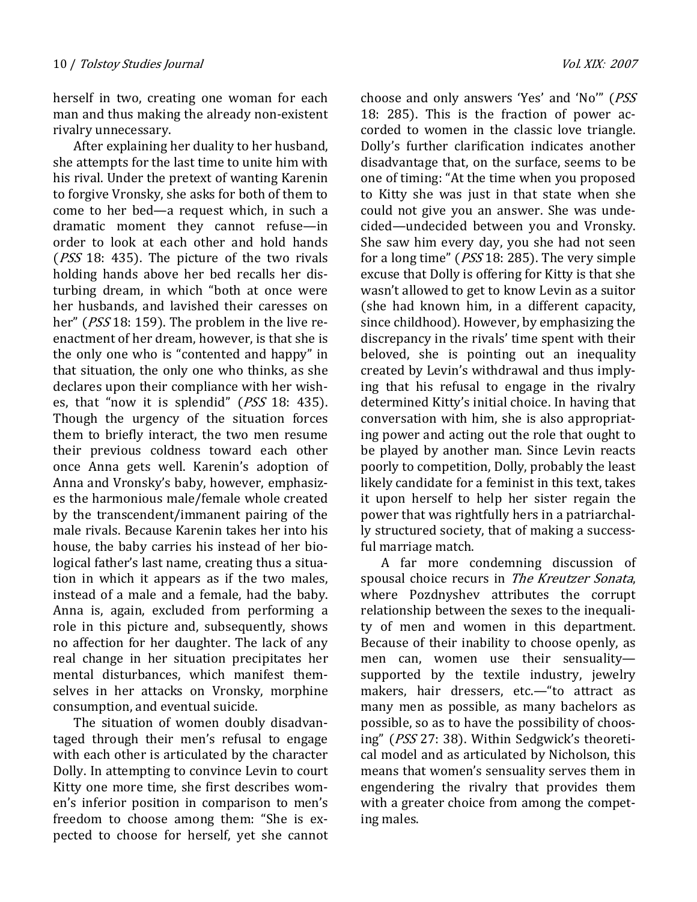herself in two, creating one woman for each man and thus making the already non-existent rivalry unnecessary.

After explaining her duality to her husband, she attempts for the last time to unite him with his rival. Under the pretext of wanting Karenin to forgive Vronsky, she asks for both of them to come to her bed—a request which, in such a dramatic moment they cannot refuse—in order to look at each other and hold hands (*PSS* 18: 435). The picture of the two rivals holding hands above her bed recalls her disturbing dream, in which "both at once were her husbands, and lavished their caresses on her" (*PSS* 18: 159). The problem in the live reenactment of her dream, however, is that she is the only one who is "contented and happy" in that situation, the only one who thinks, as she declares upon their compliance with her wishes, that "now it is splendid" (*PSS* 18: 435). Though the urgency of the situation forces them to briefly interact, the two men resume their previous coldness toward each other once Anna gets well. Karenin's adoption of Anna and Vronsky's baby, however, emphasizes the harmonious male/female whole created by the transcendent/immanent pairing of the male rivals. Because Karenin takes her into his house, the baby carries his instead of her biological father's last name, creating thus a situation in which it appears as if the two males, instead of a male and a female, had the baby. Anna is, again, excluded from performing a role in this picture and, subsequently, shows no affection for her daughter. The lack of any real change in her situation precipitates her mental disturbances, which manifest themselves in her attacks on Vronsky, morphine consumption, and eventual suicide.

The situation of women doubly disadvantaged through their men's refusal to engage with each other is articulated by the character Dolly. In attempting to convince Levin to court Kitty one more time, she first describes women's inferior position in comparison to men's freedom to choose among them: "She is expected to choose for herself, yet she cannot choose and only answers 'Yes' and 'No'" (*PSS* 18: 285). This is the fraction of power accorded to women in the classic love triangle. Dolly's further clarification indicates another disadvantage that, on the surface, seems to be one of timing: "At the time when you proposed to Kitty she was just in that state when she could not give you an answer. She was undecided—undecided between you and Vronsky. She saw him every day, you she had not seen for a long time" (*PSS* 18: 285). The very simple excuse that Dolly is offering for Kitty is that she wasn't allowed to get to know Levin as a suitor (she had known him, in a different capacity, since childhood). However, by emphasizing the discrepancy in the rivals' time spent with their beloved, she is pointing out an inequality created by Levin's withdrawal and thus implying that his refusal to engage in the rivalry determined Kitty's initial choice. In having that conversation with him, she is also appropriating power and acting out the role that ought to be played by another man. Since Levin reacts poorly to competition, Dolly, probably the least likely candidate for a feminist in this text, takes it upon herself to help her sister regain the power that was rightfully hers in a patriarchally structured society, that of making a successful marriage match.

A far more condemning discussion of spousal choice recurs in *The Kreutzer Sonata*, where Pozdnyshev attributes the corrupt relationship between the sexes to the inequality of men and women in this department. Because of their inability to choose openly, as men can, women use their sensuality—supported by the textile industry, jewelry makers, hair dressers, etc.—"to attract as many men as possible, as many bachelors as possible, so as to have the possibility of choosing" (*PSS* 27: 38). Within Sedgwick's theoretical model and as articulated by Nicholson, this means that women's sensuality serves them in engendering the rivalry that provides them with a greater choice from among the competing males.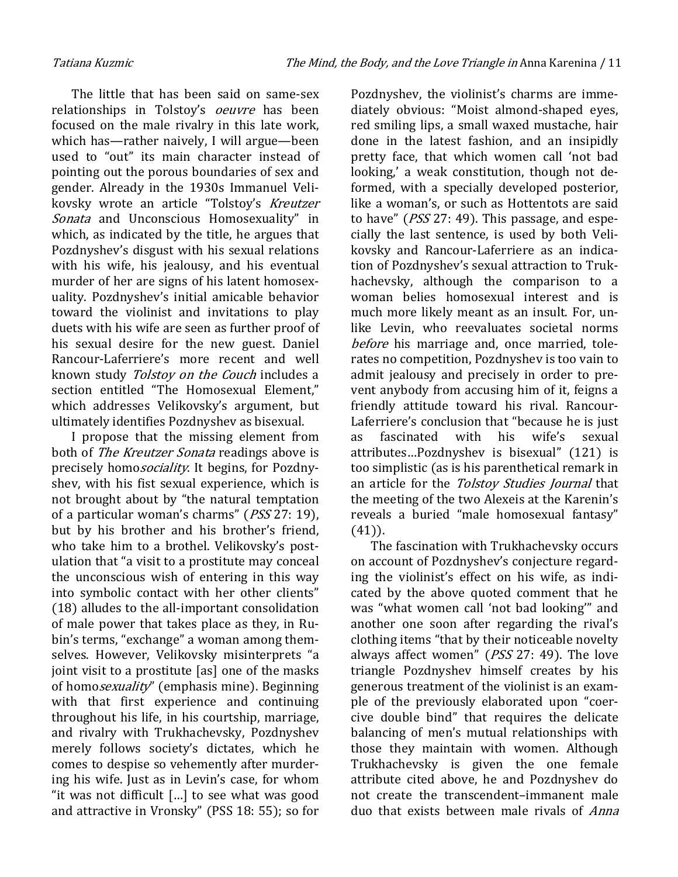The little that has been said on same-sex relationships in Tolstoy's *oeuvre* has been focused on the male rivalry in this late work, which has—rather naively, I will argue—been used to "out" its main character instead of pointing out the porous boundaries of sex and gender. Already in the 1930s Immanuel Velikovsky wrote an article "Tolstoy's *Kreutzer Sonata* and Unconscious Homosexuality" in which, as indicated by the title, he argues that Pozdnyshev's disgust with his sexual relations with his wife, his jealousy, and his eventual murder of her are signs of his latent homosexuality. Pozdnyshev's initial amicable behavior toward the violinist and invitations to play duets with his wife are seen as further proof of his sexual desire for the new guest. Daniel Rancour-Laferriere's more recent and well known study *Tolstoy on the Couch* includes a section entitled "The Homosexual Element," which addresses Velikovsky's argument, but ultimately identifies Pozdnyshev as bisexual.

I propose that the missing element from both of *The Kreutzer Sonata* readings above is precisely homo*sociality*. It begins, for Pozdnyshev, with his fist sexual experience, which is not brought about by "the natural temptation of a particular woman's charms" (*PSS* 27: 19), but by his brother and his brother's friend, who take him to a brothel. Velikovsky's postulation that "a visit to a prostitute may conceal the unconscious wish of entering in this way into symbolic contact with her other clients" (18) alludes to the all-important consolidation of male power that takes place as they, in Rubin's terms, "exchange" a woman among themselves. However, Velikovsky misinterprets "a joint visit to a prostitute [as] one of the masks of homo*sexuality*" (emphasis mine). Beginning with that first experience and continuing throughout his life, in his courtship, marriage, and rivalry with Trukhachevsky, Pozdnyshev merely follows society's dictates, which he comes to despise so vehemently after murdering his wife. Just as in Levin's case, for whom "it was not difficult […] to see what was good and attractive in Vronsky" (PSS 18: 55); so for Pozdnyshev, the violinist's charms are immediately obvious: "Moist almond-shaped eyes, red smiling lips, a small waxed mustache, hair done in the latest fashion, and an insipidly pretty face, that which women call 'not bad looking,' a weak constitution, though not deformed, with a specially developed posterior, like a woman's, or such as Hottentots are said to have" (*PSS* 27: 49). This passage, and especially the last sentence, is used by both Velikovsky and Rancour-Laferriere as an indication of Pozdnyshev's sexual attraction to Trukhachevsky, although the comparison to a woman belies homosexual interest and is much more likely meant as an insult. For, unlike Levin, who reevaluates societal norms *before* his marriage and, once married, tolerates no competition, Pozdnyshev is too vain to admit jealousy and precisely in order to prevent anybody from accusing him of it, feigns a friendly attitude toward his rival. Rancour-Laferriere's conclusion that "because he is just as fascinated with his wife's sexual attributes…Pozdnyshev is bisexual" (121) is too simplistic (as is his parenthetical remark in an article for the *Tolstoy Studies Journal* that the meeting of the two Alexeis at the Karenin's reveals a buried "male homosexual fantasy" (41)).

The fascination with Trukhachevsky occurs on account of Pozdnyshev's conjecture regarding the violinist's effect on his wife, as indicated by the above quoted comment that he was "what women call 'not bad looking'" and another one soon after regarding the rival's clothing items "that by their noticeable novelty always affect women" (*PSS* 27: 49). The love triangle Pozdnyshev himself creates by his generous treatment of the violinist is an example of the previously elaborated upon "coercive double bind" that requires the delicate balancing of men's mutual relationships with those they maintain with women. Although Trukhachevsky is given the one female attribute cited above, he and Pozdnyshev do not create the transcendent–immanent male duo that exists between male rivals of *Anna*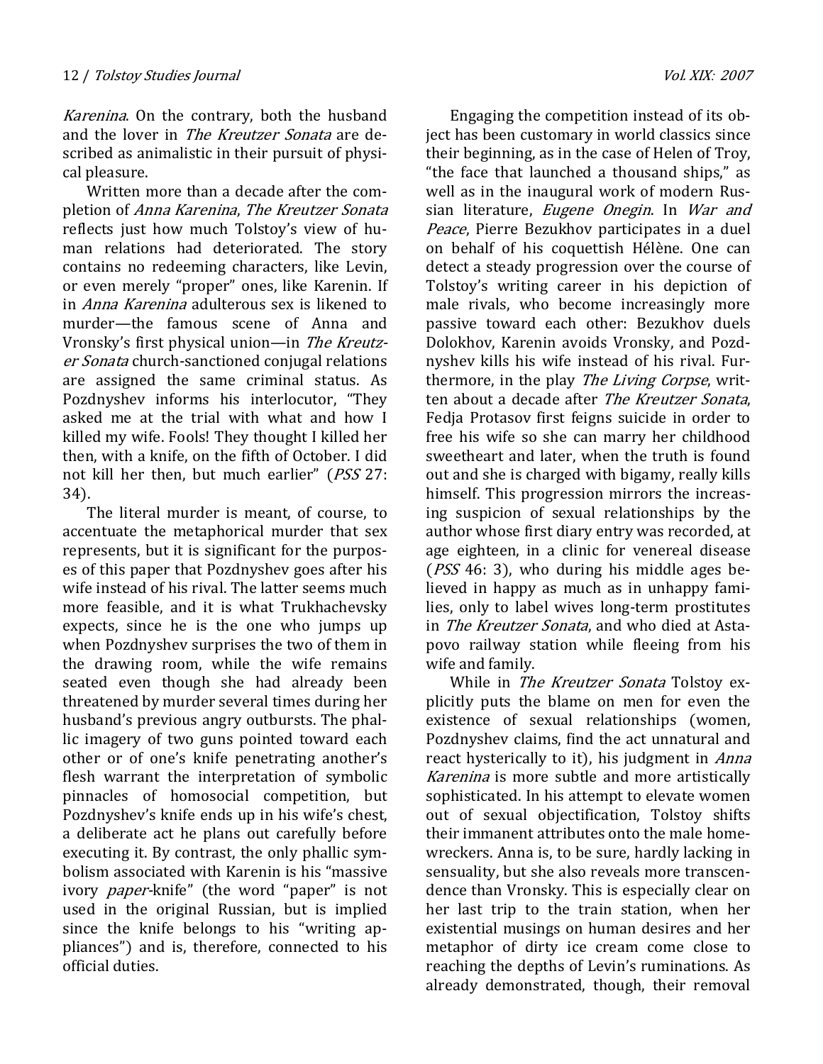*Karenina*. On the contrary, both the husband and the lover in *The Kreutzer Sonata* are described as animalistic in their pursuit of physical pleasure.

Written more than a decade after the completion of *Anna Karenina*, *The Kreutzer Sonata* reflects just how much Tolstoy's view of human relations had deteriorated. The story contains no redeeming characters, like Levin, or even merely "proper" ones, like Karenin. If in *Anna Karenina* adulterous sex is likened to murder—the famous scene of Anna and Vronsky's first physical union—in *The Kreutzer Sonata* church-sanctioned conjugal relations are assigned the same criminal status. As Pozdnyshev informs his interlocutor, "They asked me at the trial with what and how I killed my wife. Fools! They thought I killed her then, with a knife, on the fifth of October. I did not kill her then, but much earlier" (*PSS* 27: 34).

The literal murder is meant, of course, to accentuate the metaphorical murder that sex represents, but it is significant for the purposes of this paper that Pozdnyshev goes after his wife instead of his rival. The latter seems much more feasible, and it is what Trukhachevsky expects, since he is the one who jumps up when Pozdnyshev surprises the two of them in the drawing room, while the wife remains seated even though she had already been threatened by murder several times during her husband's previous angry outbursts. The phallic imagery of two guns pointed toward each other or of one's knife penetrating another's flesh warrant the interpretation of symbolic pinnacles of homosocial competition, but Pozdnyshev's knife ends up in his wife's chest, a deliberate act he plans out carefully before executing it. By contrast, the only phallic symbolism associated with Karenin is his "massive ivory *paper*-knife" (the word "paper" is not used in the original Russian, but is implied since the knife belongs to his "writing appliances") and is, therefore, connected to his official duties.

Engaging the competition instead of its object has been customary in world classics since their beginning, as in the case of Helen of Troy, "the face that launched a thousand ships," as well as in the inaugural work of modern Russian literature, *Eugene Onegin*. In *War and Peace*, Pierre Bezukhov participates in a duel on behalf of his coquettish Hélène. One can detect a steady progression over the course of Tolstoy's writing career in his depiction of male rivals, who become increasingly more passive toward each other: Bezukhov duels Dolokhov, Karenin avoids Vronsky, and Pozdnyshev kills his wife instead of his rival. Furthermore, in the play *The Living Corpse*, written about a decade after *The Kreutzer Sonata*, Fedja Protasov first feigns suicide in order to free his wife so she can marry her childhood sweetheart and later, when the truth is found out and she is charged with bigamy, really kills himself. This progression mirrors the increasing suspicion of sexual relationships by the author whose first diary entry was recorded, at age eighteen, in a clinic for venereal disease (*PSS* 46: 3), who during his middle ages believed in happy as much as in unhappy families, only to label wives long-term prostitutes in *The Kreutzer Sonata*, and who died at Astapovo railway station while fleeing from his wife and family.

While in *The Kreutzer Sonata* Tolstoy explicitly puts the blame on men for even the existence of sexual relationships (women, Pozdnyshev claims, find the act unnatural and react hysterically to it), his judgment in *Anna Karenina* is more subtle and more artistically sophisticated. In his attempt to elevate women out of sexual objectification, Tolstoy shifts their immanent attributes onto the male homewreckers. Anna is, to be sure, hardly lacking in sensuality, but she also reveals more transcendence than Vronsky. This is especially clear on her last trip to the train station, when her existential musings on human desires and her metaphor of dirty ice cream come close to reaching the depths of Levin's ruminations. As already demonstrated, though, their removal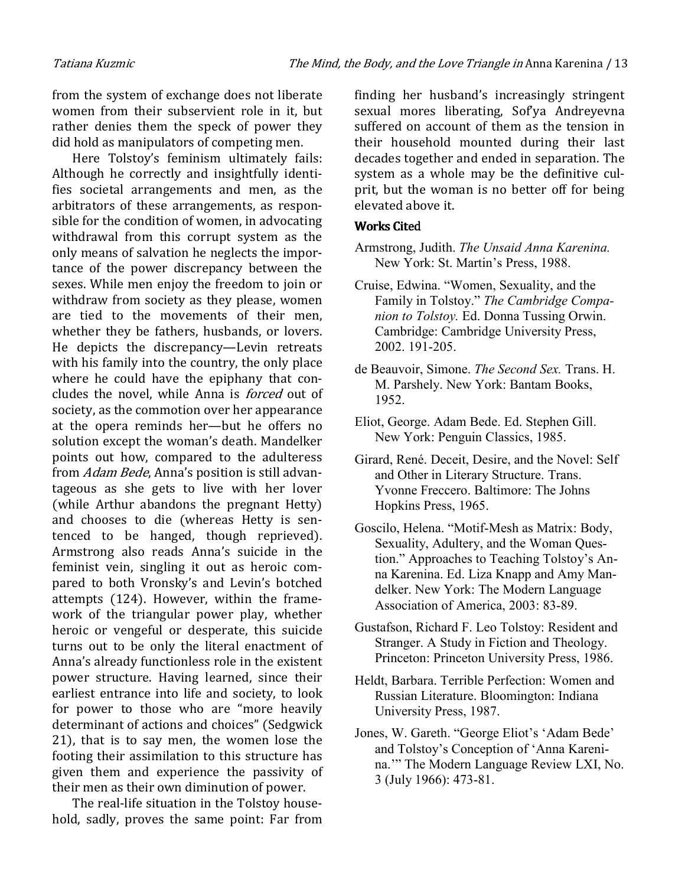from the system of exchange does not liberate women from their subservient role in it, but rather denies them the speck of power they did hold as manipulators of competing men.

Here Tolstoy's feminism ultimately fails: Although he correctly and insightfully identifies societal arrangements and men, as the arbitrators of these arrangements, as responsible for the condition of women, in advocating withdrawal from this corrupt system as the only means of salvation he neglects the importance of the power discrepancy between the sexes. While men enjoy the freedom to join or withdraw from society as they please, women are tied to the movements of their men, whether they be fathers, husbands, or lovers. He depicts the discrepancy—Levin retreats with his family into the country, the only place where he could have the epiphany that concludes the novel, while Anna is *forced* out of society, as the commotion over her appearance at the opera reminds her—but he offers no solution except the woman's death. Mandelker points out how, compared to the adulteress from *Adam Bede*, Anna's position is still advantageous as she gets to live with her lover (while Arthur abandons the pregnant Hetty) and chooses to die (whereas Hetty is sentenced to be hanged, though reprieved). Armstrong also reads Anna's suicide in the feminist vein, singling it out as heroic compared to both Vronsky's and Levin's botched attempts (124). However, within the framework of the triangular power play, whether heroic or vengeful or desperate, this suicide turns out to be only the literal enactment of Anna's already functionless role in the existent power structure. Having learned, since their earliest entrance into life and society, to look for power to those who are "more heavily determinant of actions and choices" (Sedgwick 21), that is to say men, the women lose the footing their assimilation to this structure has given them and experience the passivity of their men as their own diminution of power.

The real-life situation in the Tolstoy household, sadly, proves the same point: Far from finding her husband's increasingly stringent sexual mores liberating, Sof'ya Andreyevna suffered on account of them as the tension in their household mounted during their last decades together and ended in separation. The system as a whole may be the definitive culprit, but the woman is no better off for being elevated above it.

## Works Cited

Armstrong, Judith. *The Unsaid Anna Karenina.* New York: St. Martin's Press, 1988.

Cruise, Edwina. "Women, Sexuality, and the Family in Tolstoy." *The Cambridge Companion to Tolstoy.* Ed. Donna Tussing Orwin. Cambridge: Cambridge University Press, 2002. 191-205.

de Beauvoir, Simone. *The Second Sex.* Trans. H. M. Parshely. New York: Bantam Books, 1952.

Eliot, George. Adam Bede. Ed. Stephen Gill. New York: Penguin Classics, 1985.

Girard, René. Deceit, Desire, and the Novel: Self and Other in Literary Structure. Trans. Yvonne Freccero. Baltimore: The Johns Hopkins Press, 1965.

Goscilo, Helena. "Motif-Mesh as Matrix: Body, Sexuality, Adultery, and the Woman Question." Approaches to Teaching Tolstoy's Anna Karenina. Ed. Liza Knapp and Amy Mandelker. New York: The Modern Language Association of America, 2003: 83-89.

Gustafson, Richard F. Leo Tolstoy: Resident and Stranger. A Study in Fiction and Theology. Princeton: Princeton University Press, 1986.

Heldt, Barbara. Terrible Perfection: Women and Russian Literature. Bloomington: Indiana University Press, 1987.

Jones, W. Gareth. "George Eliot's 'Adam Bede' and Tolstoy's Conception of 'Anna Karenina.'" The Modern Language Review LXI, No. 3 (July 1966): 473-81.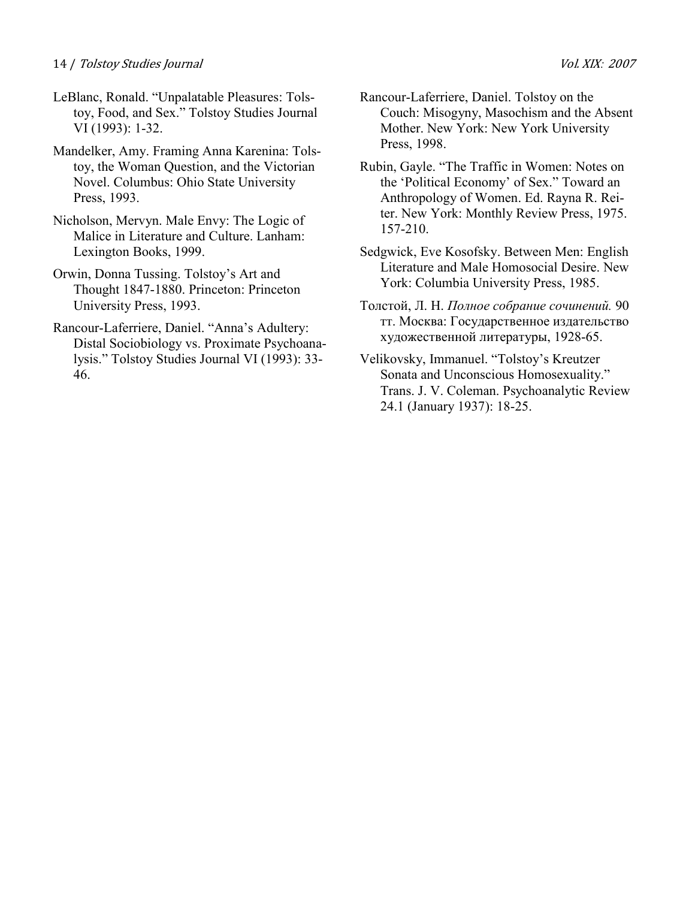LeBlanc, Ronald. "Unpalatable Pleasures: Tolstoy, Food, and Sex." Tolstoy Studies Journal VI (1993): 1-32.

Mandelker, Amy. Framing Anna Karenina: Tolstoy, the Woman Question, and the Victorian Novel. Columbus: Ohio State University Press, 1993.

Nicholson, Mervyn. Male Envy: The Logic of Malice in Literature and Culture. Lanham: Lexington Books, 1999.

Orwin, Donna Tussing. Tolstoy's Art and Thought 1847-1880. Princeton: Princeton University Press, 1993.

Rancour-Laferriere, Daniel. "Anna's Adultery: Distal Sociobiology vs. Proximate Psychoanalysis." Tolstoy Studies Journal VI (1993): 33-46.

Rancour-Laferriere, Daniel. Tolstoy on the Couch: Misogyny, Masochism and the Absent Mother. New York: New York University Press, 1998.

Rubin, Gayle. "The Traffic in Women: Notes on the 'Political Economy' of Sex." Toward an Anthropology of Women. Ed. Rayna R. Reiter. New York: Monthly Review Press, 1975. 157-210.

Sedgwick, Eve Kosofsky. Between Men: English Literature and Male Homosocial Desire. New York: Columbia University Press, 1985.

Толстой, Л. Н. *Полное собрание сочинений.* 90 тт. Москва: Государственное издательство художественной литературы, 1928-65.

Velikovsky, Immanuel. "Tolstoy's Kreutzer Sonata and Unconscious Homosexuality." Trans. J. V. Coleman. Psychoanalytic Review 24.1 (January 1937): 18-25.